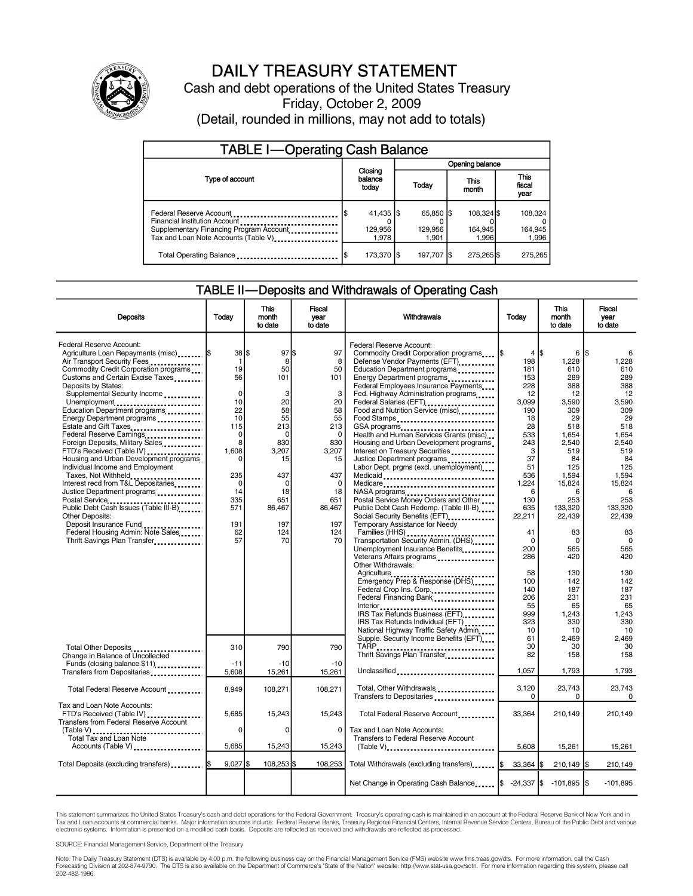# DAILY TREASURY STATEMENT

Cash and debt operations of the United States Treasury

Friday, October 2, 2009

(Detail, rounded in millions, may not add to totals)

## TABLE I—Operating Cash Balance

| Type of account | Closing balance today | Opening balance Today | Opening balance This month | Opening balance This fiscal year |
|---|---|---|---|---|
| Federal Reserve Account | $ 41,435 | $ 65,850 | $ 108,324 | $ 108,324 |
| Financial Institution Account | 0 | 0 | 0 | 0 |
| Supplementary Financing Program Account | 129,956 | 129,956 | 164,945 | 164,945 |
| Tax and Loan Note Accounts (Table V) | 1,978 | 1,901 | 1,996 | 1,996 |
| Total Operating Balance | $ 173,370 | $ 197,707 | $ 275,265 | $ 275,265 |

## TABLE II—Deposits and Withdrawals of Operating Cash

| Deposits | Today | This month to date | Fiscal year to date |
|---|---|---|---|
| Federal Reserve Account: | | | |
| Agriculture Loan Repayments (misc) | $ 38 | $ 97 | $ 97 |
| Air Transport Security Fees | 1 | 8 | 8 |
| Commodity Credit Corporation programs | 19 | 50 | 50 |
| Customs and Certain Excise Taxes | 56 | 101 | 101 |
| Deposits by States: | | | |
| Supplemental Security Income | 0 | 3 | 3 |
| Unemployment | 10 | 20 | 20 |
| Education Department programs | 22 | 58 | 58 |
| Energy Department programs | 10 | 55 | 55 |
| Estate and Gift Taxes | 115 | 213 | 213 |
| Federal Reserve Earnings | 0 | 0 | 0 |
| Foreign Deposits, Military Sales | 8 | 830 | 830 |
| FTD's Received (Table IV) | 1,608 | 3,207 | 3,207 |
| Housing and Urban Development programs | 0 | 15 | 15 |
| Individual Income and Employment Taxes, Not Withheld | 235 | 437 | 437 |
| Interest recd from T&L Depositaries | 0 | 0 | 0 |
| Justice Department programs | 14 | 18 | 18 |
| Postal Service | 335 | 651 | 651 |
| Public Debt Cash Issues (Table III-B) | 571 | 86,467 | 86,467 |
| Other Deposits: | | | |
| Deposit Insurance Fund | 191 | 197 | 197 |
| Federal Housing Admin: Note Sales | 62 | 124 | 124 |
| Thrift Savings Plan Transfer | 57 | 70 | 70 |
| Total Other Deposits | 310 | 790 | 790 |
| Change in Balance of Uncollected Funds (closing balance $11) | -11 | -10 | -10 |
| Transfers from Depositaries | 5,608 | 15,261 | 15,261 |
| Total Federal Reserve Account | 8,949 | 108,271 | 108,271 |
| Tax and Loan Note Accounts: | | | |
| FTD's Received (Table IV) | 5,685 | 15,243 | 15,243 |
| Transfers from Federal Reserve Account (Table V) | 0 | 0 | 0 |
| Total Tax and Loan Note Accounts (Table V) | 5,685 | 15,243 | 15,243 |
| Total Deposits (excluding transfers) | $ 9,027 | $ 108,253 | $ 108,253 |

| Withdrawals | Today | This month to date | Fiscal year to date |
|---|---|---|---|
| Federal Reserve Account: | | | |
| Commodity Credit Corporation programs | $ 4 | $ 6 | $ 6 |
| Defense Vendor Payments (EFT) | 198 | 1,228 | 1,228 |
| Education Department programs | 181 | 610 | 610 |
| Energy Department programs | 153 | 289 | 289 |
| Federal Employees Insurance Payments | 228 | 388 | 388 |
| Fed. Highway Administration programs | 12 | 12 | 12 |
| Federal Salaries (EFT) | 3,099 | 3,590 | 3,590 |
| Food and Nutrition Service (misc) | 190 | 309 | 309 |
| Food Stamps | 18 | 29 | 29 |
| GSA programs | 28 | 518 | 518 |
| Health and Human Services Grants (misc) | 533 | 1,654 | 1,654 |
| Housing and Urban Development programs | 243 | 2,540 | 2,540 |
| Interest on Treasury Securities | 3 | 519 | 519 |
| Justice Department programs | 37 | 84 | 84 |
| Labor Dept. prgms (excl. unemployment) | 51 | 125 | 125 |
| Medicaid | 536 | 1,594 | 1,594 |
| Medicare | 1,224 | 15,824 | 15,824 |
| NASA programs | 6 | 6 | 6 |
| Postal Service Money Orders and Other | 130 | 253 | 253 |
| Public Debt Cash Redemp. (Table III-B) | 635 | 133,320 | 133,320 |
| Social Security Benefits (EFT) | 22,211 | 22,439 | 22,439 |
| Temporary Assistance for Needy Families (HHS) | 41 | 83 | 83 |
| Transportation Security Admin. (DHS) | 0 | 0 | 0 |
| Unemployment Insurance Benefits | 200 | 565 | 565 |
| Veterans Affairs programs | 286 | 420 | 420 |
| Other Withdrawals: | | | |
| Agriculture | 58 | 130 | 130 |
| Emergency Prep & Response (DHS) | 100 | 142 | 142 |
| Federal Crop Ins. Corp. | 140 | 187 | 187 |
| Federal Financing Bank | 206 | 231 | 231 |
| Interior | 55 | 65 | 65 |
| IRS Tax Refunds Business (EFT) | 999 | 1,243 | 1,243 |
| IRS Tax Refunds Individual (EFT) | 323 | 330 | 330 |
| National Highway Traffic Safety Admin | 10 | 10 | 10 |
| Supple. Security Income Benefits (EFT) | 61 | 2,469 | 2,469 |
| TARP | 30 | 30 | 30 |
| Thrift Savings Plan Transfer | 82 | 158 | 158 |
| Unclassified | 1,057 | 1,793 | 1,793 |
| Total, Other Withdrawals | 3,120 | 23,743 | 23,743 |
| Transfers to Depositaries | 0 | 0 | 0 |
| Total Federal Reserve Account | 33,364 | 210,149 | 210,149 |
| Tax and Loan Note Accounts: | | | |
| Transfers to Federal Reserve Account (Table V) | 5,608 | 15,261 | 15,261 |
| Total Withdrawals (excluding transfers) | $ 33,364 | $ 210,149 | $ 210,149 |
| Net Change in Operating Cash Balance | $ -24,337 | $ -101,895 | $ -101,895 |

This statement summarizes the United States Treasury's cash and debt operations for the Federal Government. Treasury's operating cash is maintained in an account at the Federal Reserve Bank of New York and in Tax and Loan accounts at commercial banks. Major information sources include: Federal Reserve Banks, Treasury Regional Financial Centers, Internal Revenue Service Centers, Bureau of the Public Debt and various electronic systems. Information is presented on a modified cash basis. Deposits are reflected as received and withdrawals are reflected as processed.

SOURCE: Financial Management Service, Department of the Treasury

Note: The Daily Treasury Statement (DTS) is available by 4:00 p.m. the following business day on the Financial Management Service (FMS) website www.fms.treas.gov/dts. For more information, call the Cash Forecasting Division at 202-874-9790. The DTS is also available on the Department of Commerce's "State of the Nation" website: http://www.stat-usa.gov/sotn. For more information regarding this system, please call 202-482-1986.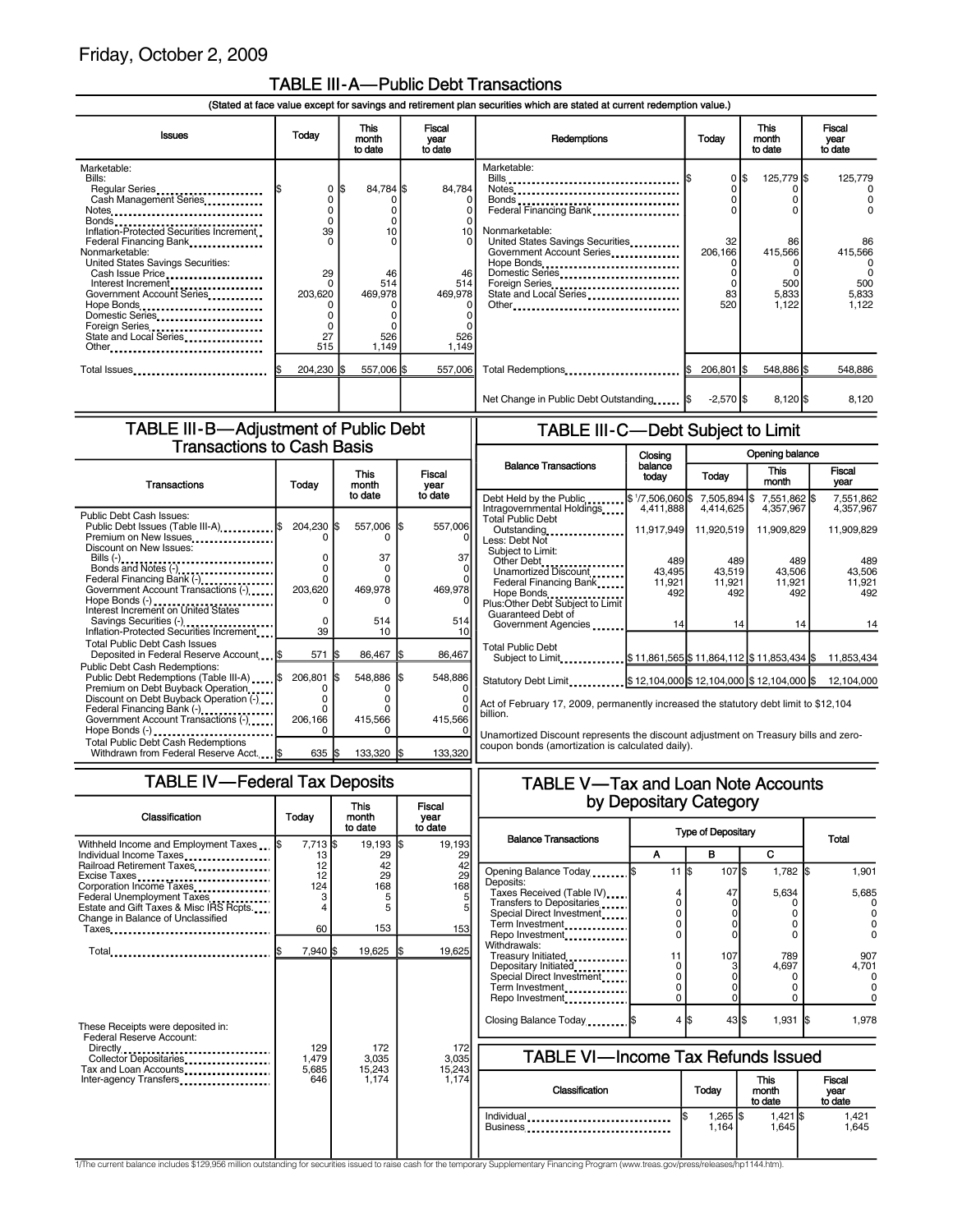Friday, October 2, 2009

## TABLE III-A—Public Debt Transactions

(Stated at face value except for savings and retirement plan securities which are stated at current redemption value.)

| Issues | Today | This month to date | Fiscal year to date | Redemptions | Today | This month to date | Fiscal year to date |
|---|---|---|---|---|---|---|---|
| Marketable: | | | | Marketable: | | | |
| Bills: | | | | Bills | $ 0 | $ 125,779 | $ 125,779 |
| Regular Series | $ 0 | $ 84,784 | $ 84,784 | Notes | 0 | 0 | 0 |
| Cash Management Series | 0 | 0 | 0 | Bonds | 0 | 0 | 0 |
| Notes | 0 | 0 | 0 | Federal Financing Bank | 0 | 0 | 0 |
| Bonds | 0 | 0 | 0 | | | | |
| Inflation-Protected Securities Increment | 39 | 10 | 10 | Nonmarketable: | | | |
| Federal Financing Bank | 0 | 0 | 0 | United States Savings Securities | 32 | 86 | 86 |
| Nonmarketable: | | | | Government Account Series | 206,166 | 415,566 | 415,566 |
| United States Savings Securities: | | | | Hope Bonds | 0 | 0 | 0 |
| Cash Issue Price | 29 | 46 | 46 | Domestic Series | 0 | 0 | 0 |
| Interest Increment | 0 | 514 | 514 | Foreign Series | 0 | 500 | 500 |
| Government Account Series | 203,620 | 469,978 | 469,978 | State and Local Series | 83 | 5,833 | 5,833 |
| Hope Bonds | 0 | 0 | 0 | Other | 520 | 1,122 | 1,122 |
| Domestic Series | 0 | 0 | 0 | | | | |
| Foreign Series | 0 | 0 | 0 | | | | |
| State and Local Series | 27 | 526 | 526 | | | | |
| Other | 515 | 1,149 | 1,149 | | | | |
| Total Issues | $ 204,230 | $ 557,006 | $ 557,006 | Total Redemptions | $ 206,801 | $ 548,886 | $ 548,886 |
| | | | | Net Change in Public Debt Outstanding | $ -2,570 | $ 8,120 | $ 8,120 |

## TABLE III-B—Adjustment of Public Debt Transactions to Cash Basis

| Transactions | Today | This month to date | Fiscal year to date |
|---|---|---|---|
| Public Debt Cash Issues: | | | |
| Public Debt Issues (Table III-A) | $ 204,230 | $ 557,006 | $ 557,006 |
| Premium on New Issues | 0 | 0 | 0 |
| Discount on New Issues: | | | |
| Bills (-) | 0 | 37 | 37 |
| Bonds and Notes (-) | 0 | 0 | 0 |
| Federal Financing Bank (-) | 0 | 0 | 0 |
| Government Account Transactions (-) | 203,620 | 469,978 | 469,978 |
| Hope Bonds (-) | 0 | 0 | 0 |
| Interest Increment on United States Savings Securities (-) | 0 | 514 | 514 |
| Inflation-Protected Securities Increment | 39 | 10 | 10 |
| Total Public Debt Cash Issues Deposited in Federal Reserve Account | $ 571 | $ 86,467 | $ 86,467 |
| Public Debt Cash Redemptions: | | | |
| Public Debt Redemptions (Table III-A) | $ 206,801 | $ 548,886 | $ 548,886 |
| Premium on Debt Buyback Operation | 0 | 0 | 0 |
| Discount on Debt Buyback Operation (-) | 0 | 0 | 0 |
| Federal Financing Bank (-) | 0 | 0 | 0 |
| Government Account Transactions (-) | 206,166 | 415,566 | 415,566 |
| Hope Bonds (-) | 0 | 0 | 0 |
| Total Public Debt Cash Redemptions Withdrawn from Federal Reserve Acct. | $ 635 | $ 133,320 | $ 133,320 |

## TABLE III-C—Debt Subject to Limit

| Balance Transactions | Closing balance today | Opening balance Today | Opening balance This month | Opening balance Fiscal year |
|---|---|---|---|---|
| Debt Held by the Public | $ [1]7,506,060 | $ 7,505,894 | $ 7,551,862 | $ 7,551,862 |
| Intragovernmental Holdings | 4,411,888 | 4,414,625 | 4,357,967 | 4,357,967 |
| Total Public Debt Outstanding | 11,917,949 | 11,920,519 | 11,909,829 | 11,909,829 |
| Less: Debt Not Subject to Limit: | | | | |
| Other Debt | 489 | 489 | 489 | 489 |
| Unamortized Discount | 43,495 | 43,519 | 43,506 | 43,506 |
| Federal Financing Bank | 11,921 | 11,921 | 11,921 | 11,921 |
| Hope Bonds | 492 | 492 | 492 | 492 |
| Plus:Other Debt Subject to Limit | | | | |
| Guaranteed Debt of Government Agencies | 14 | 14 | 14 | 14 |
| Total Public Debt Subject to Limit | $ 11,861,565 | $ 11,864,112 | $ 11,853,434 | $ 11,853,434 |
| Statutory Debt Limit | $ 12,104,000 | $ 12,104,000 | $ 12,104,000 | $ 12,104,000 |

Act of February 17, 2009, permanently increased the statutory debt limit to $12,104 billion.

Unamortized Discount represents the discount adjustment on Treasury bills and zero-coupon bonds (amortization is calculated daily).

## TABLE IV—Federal Tax Deposits

| Classification | Today | This month to date | Fiscal year to date |
|---|---|---|---|
| Withheld Income and Employment Taxes | $ 7,713 | $ 19,193 | $ 19,193 |
| Individual Income Taxes | 13 | 29 | 29 |
| Railroad Retirement Taxes | 12 | 42 | 42 |
| Excise Taxes | 12 | 29 | 29 |
| Corporation Income Taxes | 124 | 168 | 168 |
| Federal Unemployment Taxes | 3 | 5 | 5 |
| Estate and Gift Taxes & Misc IRS Rcpts. | 4 | 5 | 5 |
| Change in Balance of Unclassified Taxes | 60 | 153 | 153 |
| Total | $ 7,940 | $ 19,625 | $ 19,625 |
| These Receipts were deposited in: | | | |
| Federal Reserve Account: | | | |
| Directly | 129 | 172 | 172 |
| Collector Depositaries | 1,479 | 3,035 | 3,035 |
| Tax and Loan Accounts | 5,685 | 15,243 | 15,243 |
| Inter-agency Transfers | 646 | 1,174 | 1,174 |

## TABLE V—Tax and Loan Note Accounts by Depositary Category

| Balance Transactions | Type of Depositary A | Type of Depositary B | Type of Depositary C | Total |
|---|---|---|---|---|
| Opening Balance Today | $ 11 | $ 107 | $ 1,782 | $ 1,901 |
| Deposits: | | | | |
| Taxes Received (Table IV) | 4 | 47 | 5,634 | 5,685 |
| Transfers to Depositaries | 0 | 0 | 0 | 0 |
| Special Direct Investment | 0 | 0 | 0 | 0 |
| Term Investment | 0 | 0 | 0 | 0 |
| Repo Investment | 0 | 0 | 0 | 0 |
| Withdrawals: | | | | |
| Treasury Initiated | 11 | 107 | 789 | 907 |
| Depositary Initiated | 0 | 3 | 4,697 | 4,701 |
| Special Direct Investment | 0 | 0 | 0 | 0 |
| Term Investment | 0 | 0 | 0 | 0 |
| Repo Investment | 0 | 0 | 0 | 0 |
| Closing Balance Today | $ 4 | $ 43 | $ 1,931 | $ 1,978 |

## TABLE VI—Income Tax Refunds Issued

| Classification | Today | This month to date | Fiscal year to date |
|---|---|---|---|
| Individual | $ 1,265 | $ 1,421 | $ 1,421 |
| Business | 1,164 | 1,645 | 1,645 |

1/The current balance includes $129,956 million outstanding for securities issued to raise cash for the temporary Supplementary Financing Program (www.treas.gov/press/releases/hp1144.htm).